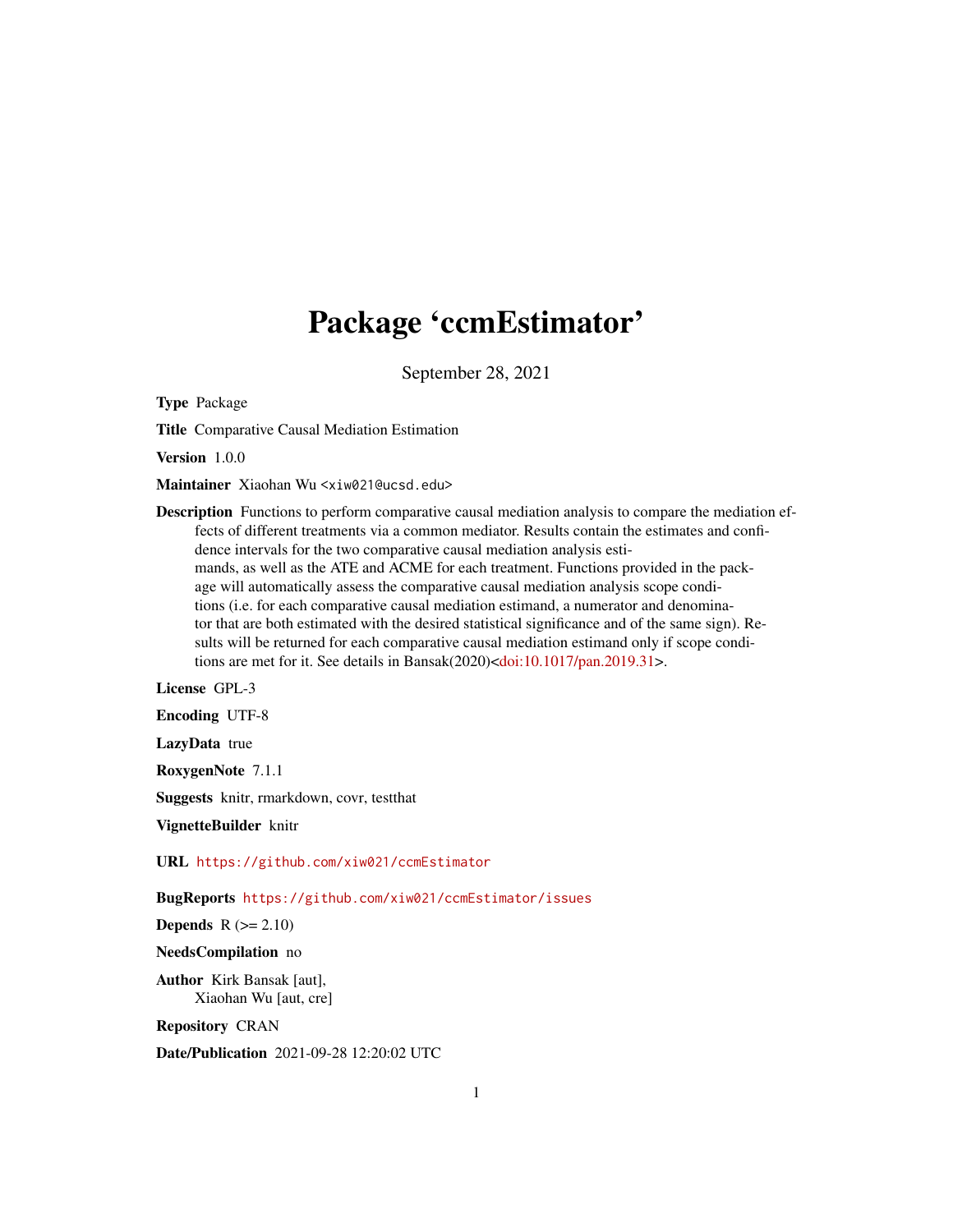# Package 'ccmEstimator'

September 28, 2021

**Type** Package

**Title** Comparative Causal Mediation Estimation

**Version** 1.0.0

**Maintainer** Xiaohan Wu <xiw021@ucsd.edu>

**Description** Functions to perform comparative causal mediation analysis to compare the mediation effects of different treatments via a common mediator. Results contain the estimates and confidence intervals for the two comparative causal mediation analysis estimands, as well as the ATE and ACME for each treatment. Functions provided in the package will automatically assess the comparative causal mediation analysis scope conditions (i.e. for each comparative causal mediation estimand, a numerator and denominator that are both estimated with the desired statistical significance and of the same sign). Results will be returned for each comparative causal mediation estimand only if scope conditions are met for it. See details in Bansak(2020)<doi:10.1017/pan.2019.31>.

**License** GPL-3

**Encoding** UTF-8

**LazyData** true

**RoxygenNote** 7.1.1

**Suggests** knitr, rmarkdown, covr, testthat

**VignetteBuilder** knitr

**URL** https://github.com/xiw021/ccmEstimator

**BugReports** https://github.com/xiw021/ccmEstimator/issues

**Depends** R (>= 2.10)

**NeedsCompilation** no

**Author** Kirk Bansak [aut], Xiaohan Wu [aut, cre]

**Repository** CRAN

**Date/Publication** 2021-09-28 12:20:02 UTC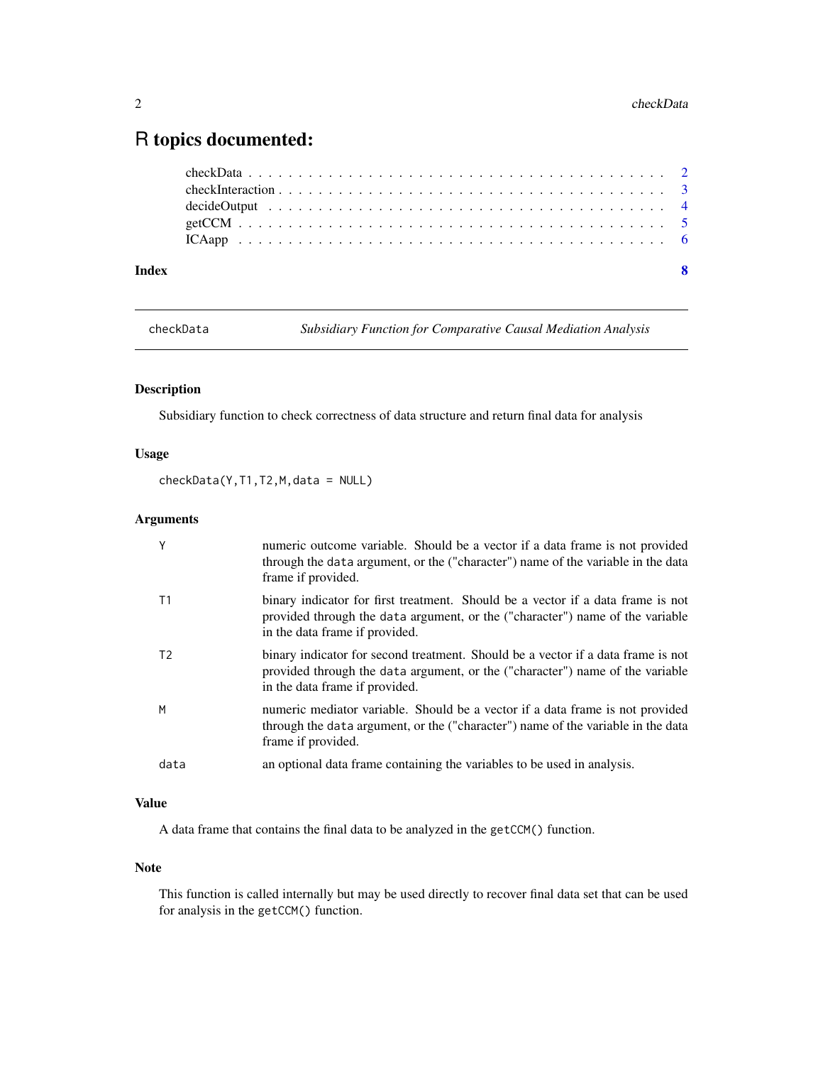# R topics documented:

- checkData . . . . . . . . . . . . . . . . . . . . . . . . . . . . . . . . . . . . . . . . 2
- checkInteraction . . . . . . . . . . . . . . . . . . . . . . . . . . . . . . . . . . . . . 3
- decideOutput . . . . . . . . . . . . . . . . . . . . . . . . . . . . . . . . . . . . . . . 4
- getCCM . . . . . . . . . . . . . . . . . . . . . . . . . . . . . . . . . . . . . . . . . . 5
- ICAapp . . . . . . . . . . . . . . . . . . . . . . . . . . . . . . . . . . . . . . . . . . 6

**Index** **8**

---

## checkData — *Subsidiary Function for Comparative Causal Mediation Analysis*

### Description

Subsidiary function to check correctness of data structure and return final data for analysis

### Usage

```
checkData(Y,T1,T2,M,data = NULL)
```

### Arguments

| | |
|---|---|
| `Y` | numeric outcome variable. Should be a vector if a data frame is not provided through the `data` argument, or the ("character") name of the variable in the data frame if provided. |
| `T1` | binary indicator for first treatment. Should be a vector if a data frame is not provided through the `data` argument, or the ("character") name of the variable in the data frame if provided. |
| `T2` | binary indicator for second treatment. Should be a vector if a data frame is not provided through the `data` argument, or the ("character") name of the variable in the data frame if provided. |
| `M` | numeric mediator variable. Should be a vector if a data frame is not provided through the `data` argument, or the ("character") name of the variable in the data frame if provided. |
| `data` | an optional data frame containing the variables to be used in analysis. |

### Value

A data frame that contains the final data to be analyzed in the `getCCM()` function.

### Note

This function is called internally but may be used directly to recover final data set that can be used for analysis in the `getCCM()` function.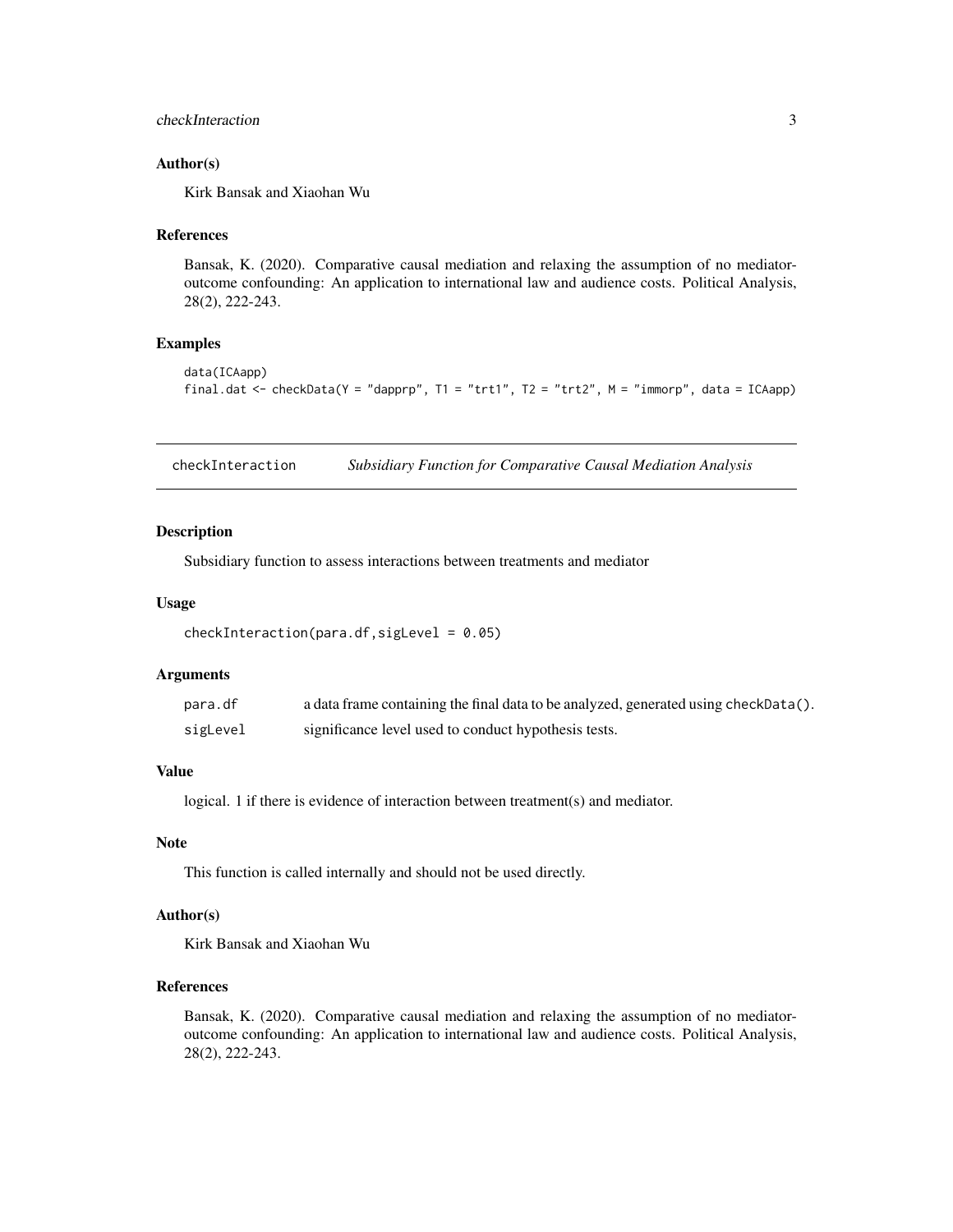### Author(s)

Kirk Bansak and Xiaohan Wu

### References

Bansak, K. (2020). Comparative causal mediation and relaxing the assumption of no mediator-outcome confounding: An application to international law and audience costs. Political Analysis, 28(2), 222-243.

### Examples

```
data(ICAapp)
final.dat <- checkData(Y = "dapprp", T1 = "trt1", T2 = "trt2", M = "immorp", data = ICAapp)
```

---

## checkInteraction — *Subsidiary Function for Comparative Causal Mediation Analysis*

---

### Description

Subsidiary function to assess interactions between treatments and mediator

### Usage

```
checkInteraction(para.df,sigLevel = 0.05)
```

### Arguments

| | |
|---|---|
| `para.df` | a data frame containing the final data to be analyzed, generated using `checkData()`. |
| `sigLevel` | significance level used to conduct hypothesis tests. |

### Value

logical. 1 if there is evidence of interaction between treatment(s) and mediator.

### Note

This function is called internally and should not be used directly.

### Author(s)

Kirk Bansak and Xiaohan Wu

### References

Bansak, K. (2020). Comparative causal mediation and relaxing the assumption of no mediator-outcome confounding: An application to international law and audience costs. Political Analysis, 28(2), 222-243.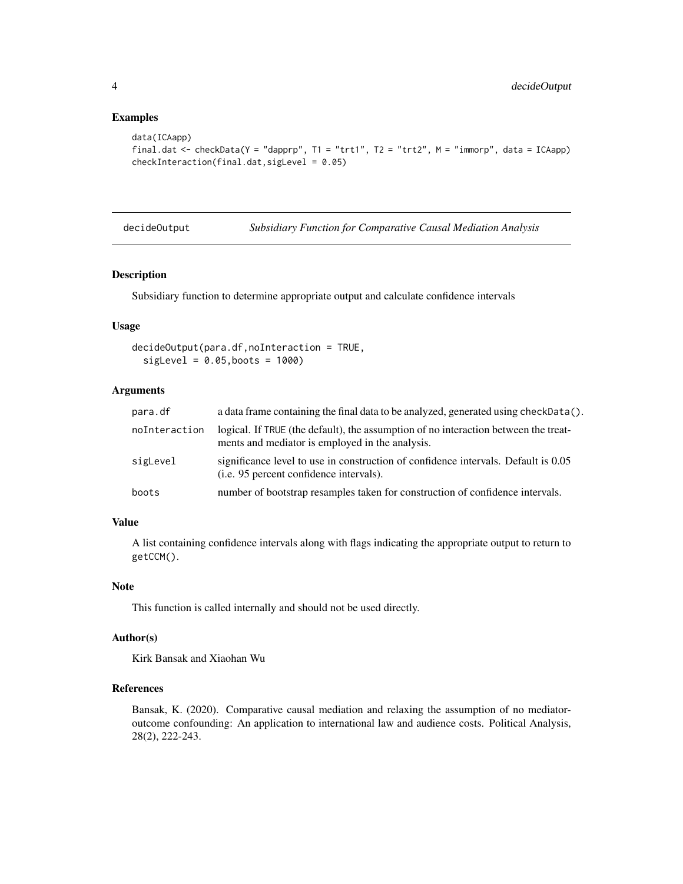## Examples

```
data(ICAapp)
final.dat <- checkData(Y = "dapprp", T1 = "trt1", T2 = "trt2", M = "immorp", data = ICAapp)
checkInteraction(final.dat,sigLevel = 0.05)
```

---

# decideOutput — *Subsidiary Function for Comparative Causal Mediation Analysis*

## Description

Subsidiary function to determine appropriate output and calculate confidence intervals

## Usage

```
decideOutput(para.df,noInteraction = TRUE,
  sigLevel = 0.05,boots = 1000)
```

## Arguments

| | |
|---|---|
| `para.df` | a data frame containing the final data to be analyzed, generated using `checkData()`. |
| `noInteraction` | logical. If `TRUE` (the default), the assumption of no interaction between the treatments and mediator is employed in the analysis. |
| `sigLevel` | significance level to use in construction of confidence intervals. Default is 0.05 (i.e. 95 percent confidence intervals). |
| `boots` | number of bootstrap resamples taken for construction of confidence intervals. |

## Value

A list containing confidence intervals along with flags indicating the appropriate output to return to `getCCM()`.

## Note

This function is called internally and should not be used directly.

## Author(s)

Kirk Bansak and Xiaohan Wu

## References

Bansak, K. (2020). Comparative causal mediation and relaxing the assumption of no mediator-outcome confounding: An application to international law and audience costs. Political Analysis, 28(2), 222-243.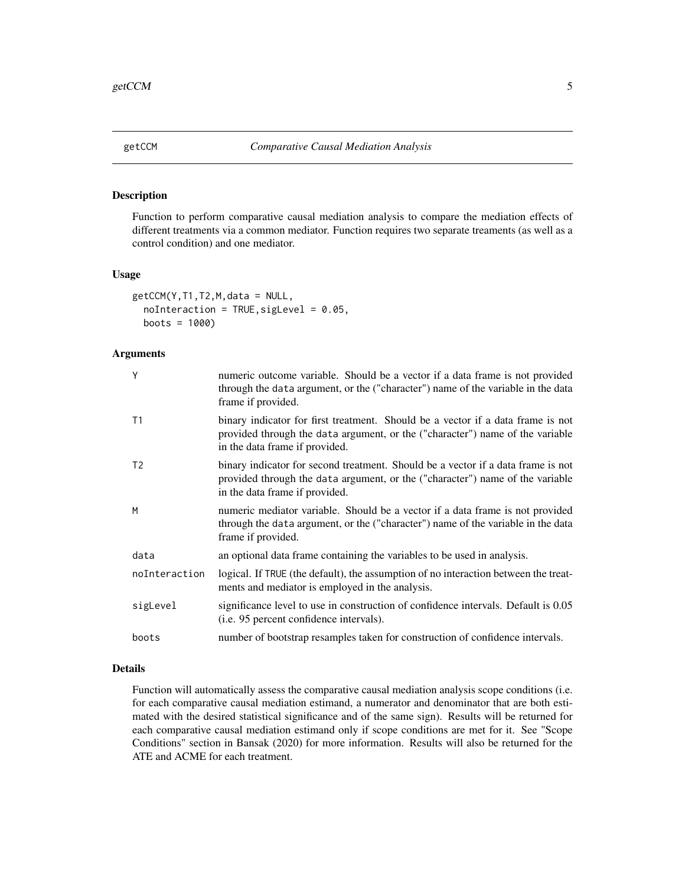# getCCM — *Comparative Causal Mediation Analysis*

## Description

Function to perform comparative causal mediation analysis to compare the mediation effects of different treatments via a common mediator. Function requires two separate treaments (as well as a control condition) and one mediator.

## Usage

```
getCCM(Y,T1,T2,M,data = NULL,
  noInteraction = TRUE,sigLevel = 0.05,
  boots = 1000)
```

## Arguments

| Argument | Description |
| --- | --- |
| `Y` | numeric outcome variable. Should be a vector if a data frame is not provided through the `data` argument, or the ("character") name of the variable in the data frame if provided. |
| `T1` | binary indicator for first treatment. Should be a vector if a data frame is not provided through the `data` argument, or the ("character") name of the variable in the data frame if provided. |
| `T2` | binary indicator for second treatment. Should be a vector if a data frame is not provided through the `data` argument, or the ("character") name of the variable in the data frame if provided. |
| `M` | numeric mediator variable. Should be a vector if a data frame is not provided through the `data` argument, or the ("character") name of the variable in the data frame if provided. |
| `data` | an optional data frame containing the variables to be used in analysis. |
| `noInteraction` | logical. If `TRUE` (the default), the assumption of no interaction between the treatments and mediator is employed in the analysis. |
| `sigLevel` | significance level to use in construction of confidence intervals. Default is 0.05 (i.e. 95 percent confidence intervals). |
| `boots` | number of bootstrap resamples taken for construction of confidence intervals. |

## Details

Function will automatically assess the comparative causal mediation analysis scope conditions (i.e. for each comparative causal mediation estimand, a numerator and denominator that are both estimated with the desired statistical significance and of the same sign). Results will be returned for each comparative causal mediation estimand only if scope conditions are met for it. See "Scope Conditions" section in Bansak (2020) for more information. Results will also be returned for the ATE and ACME for each treatment.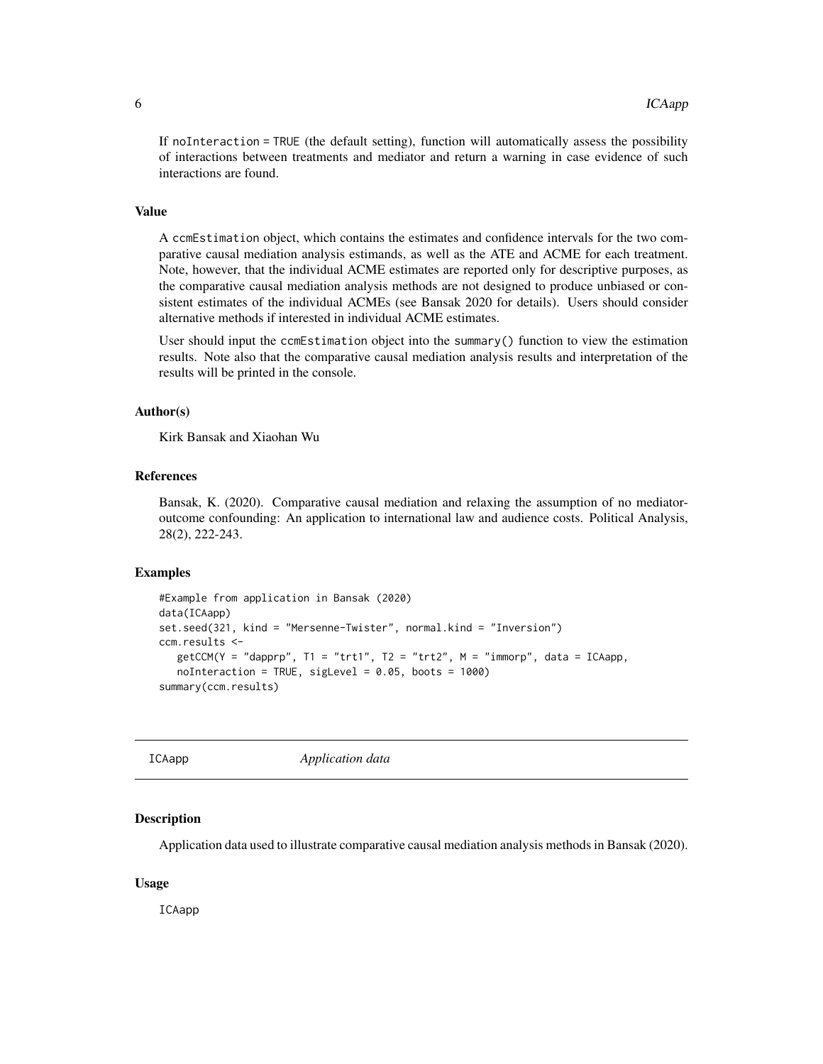If `noInteraction = TRUE` (the default setting), function will automatically assess the possibility of interactions between treatments and mediator and return a warning in case evidence of such interactions are found.

### Value

A `ccmEstimation` object, which contains the estimates and confidence intervals for the two comparative causal mediation analysis estimands, as well as the ATE and ACME for each treatment. Note, however, that the individual ACME estimates are reported only for descriptive purposes, as the comparative causal mediation analysis methods are not designed to produce unbiased or consistent estimates of the individual ACMEs (see Bansak 2020 for details). Users should consider alternative methods if interested in individual ACME estimates.

User should input the `ccmEstimation` object into the `summary()` function to view the estimation results. Note also that the comparative causal mediation analysis results and interpretation of the results will be printed in the console.

### Author(s)

Kirk Bansak and Xiaohan Wu

### References

Bansak, K. (2020). Comparative causal mediation and relaxing the assumption of no mediator-outcome confounding: An application to international law and audience costs. Political Analysis, 28(2), 222-243.

### Examples

```
#Example from application in Bansak (2020)
data(ICAapp)
set.seed(321, kind = "Mersenne-Twister", normal.kind = "Inversion")
ccm.results <-
   getCCM(Y = "dapprp", T1 = "trt1", T2 = "trt2", M = "immorp", data = ICAapp,
   noInteraction = TRUE, sigLevel = 0.05, boots = 1000)
summary(ccm.results)
```

---

## ICAapp *Application data*

---

### Description

Application data used to illustrate comparative causal mediation analysis methods in Bansak (2020).

### Usage

`ICAapp`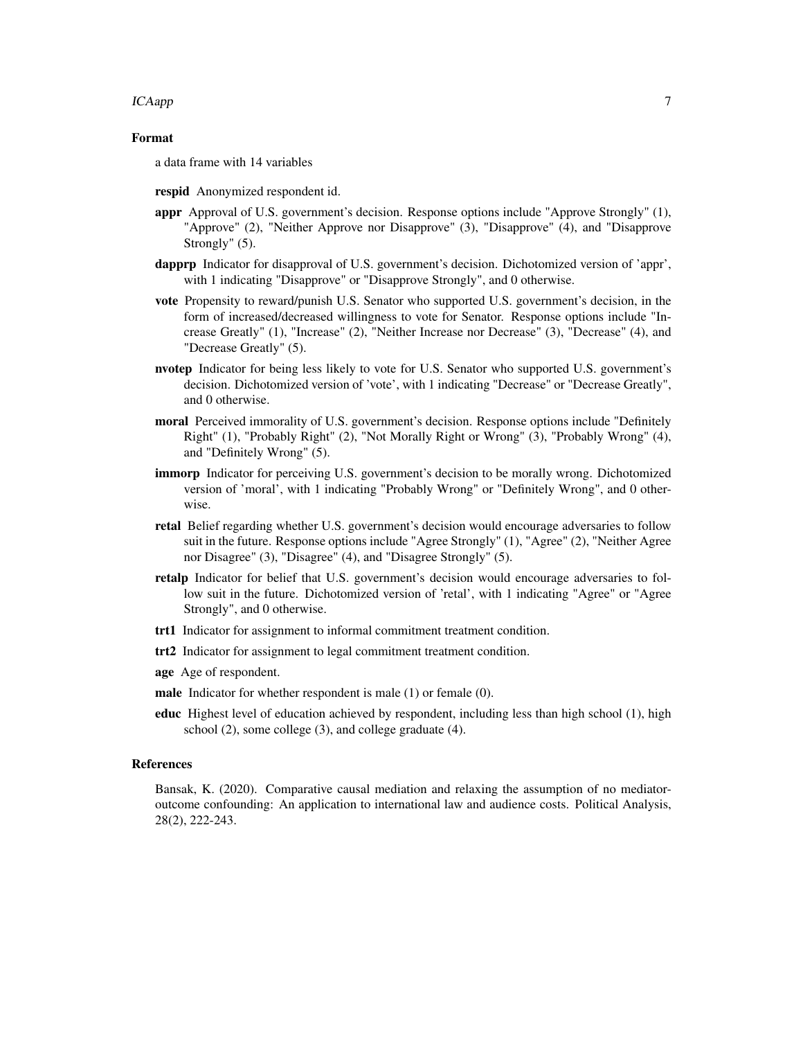### Format

a data frame with 14 variables

**respid** Anonymized respondent id.

**appr** Approval of U.S. government's decision. Response options include "Approve Strongly" (1), "Approve" (2), "Neither Approve nor Disapprove" (3), "Disapprove" (4), and "Disapprove Strongly" (5).

**dapprp** Indicator for disapproval of U.S. government's decision. Dichotomized version of 'appr', with 1 indicating "Disapprove" or "Disapprove Strongly", and 0 otherwise.

**vote** Propensity to reward/punish U.S. Senator who supported U.S. government's decision, in the form of increased/decreased willingness to vote for Senator. Response options include "Increase Greatly" (1), "Increase" (2), "Neither Increase nor Decrease" (3), "Decrease" (4), and "Decrease Greatly" (5).

**nvotep** Indicator for being less likely to vote for U.S. Senator who supported U.S. government's decision. Dichotomized version of 'vote', with 1 indicating "Decrease" or "Decrease Greatly", and 0 otherwise.

**moral** Perceived immorality of U.S. government's decision. Response options include "Definitely Right" (1), "Probably Right" (2), "Not Morally Right or Wrong" (3), "Probably Wrong" (4), and "Definitely Wrong" (5).

**immorp** Indicator for perceiving U.S. government's decision to be morally wrong. Dichotomized version of 'moral', with 1 indicating "Probably Wrong" or "Definitely Wrong", and 0 otherwise.

**retal** Belief regarding whether U.S. government's decision would encourage adversaries to follow suit in the future. Response options include "Agree Strongly" (1), "Agree" (2), "Neither Agree nor Disagree" (3), "Disagree" (4), and "Disagree Strongly" (5).

**retalp** Indicator for belief that U.S. government's decision would encourage adversaries to follow suit in the future. Dichotomized version of 'retal', with 1 indicating "Agree" or "Agree Strongly", and 0 otherwise.

**trt1** Indicator for assignment to informal commitment treatment condition.

**trt2** Indicator for assignment to legal commitment treatment condition.

**age** Age of respondent.

**male** Indicator for whether respondent is male (1) or female (0).

**educ** Highest level of education achieved by respondent, including less than high school (1), high school (2), some college (3), and college graduate (4).

### References

Bansak, K. (2020). Comparative causal mediation and relaxing the assumption of no mediator-outcome confounding: An application to international law and audience costs. Political Analysis, 28(2), 222-243.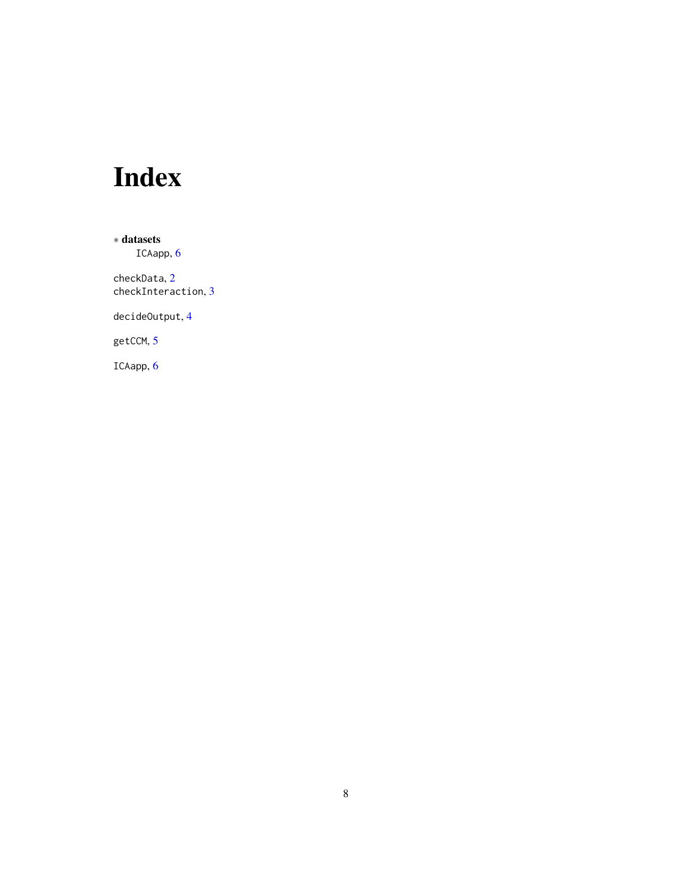# Index

* **datasets**
    ICAapp, 6

checkData, 2
checkInteraction, 3

decideOutput, 4

getCCM, 5

ICAapp, 6